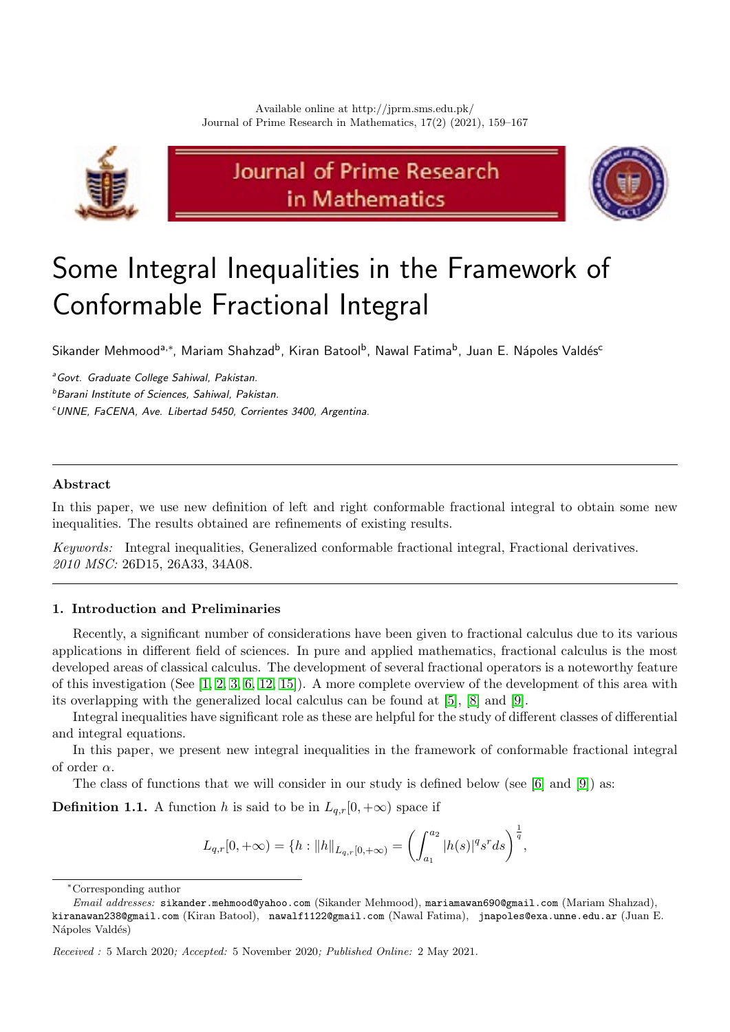# Some Integral Inequalities in the Framework of Conformable Fractional Integral

Sikander Mehmood[a,*], Mariam Shahzad[b], Kiran Batool[b], Nawal Fatima[b], Juan E. Nápoles Valdés[c]

[a] *Govt. Graduate College Sahiwal, Pakistan.*

[b] *Barani Institute of Sciences, Sahiwal, Pakistan.*

[c] *UNNE, FaCENA, Ave. Libertad 5450, Corrientes 3400, Argentina.*

---

**Abstract**

In this paper, we use new definition of left and right conformable fractional integral to obtain some new inequalities. The results obtained are refinements of existing results.

*Keywords:* Integral inequalities, Generalized conformable fractional integral, Fractional derivatives.
*2010 MSC:* 26D15, 26A33, 34A08.

---

## 1. Introduction and Preliminaries

Recently, a significant number of considerations have been given to fractional calculus due to its various applications in different field of sciences. In pure and applied mathematics, fractional calculus is the most developed areas of classical calculus. The development of several fractional operators is a noteworthy feature of this investigation (See [1, 2, 3, 6, 12, 15]). A more complete overview of the development of this area with its overlapping with the generalized local calculus can be found at [5], [8] and [9].

Integral inequalities have significant role as these are helpful for the study of different classes of differential and integral equations.

In this paper, we present new integral inequalities in the framework of conformable fractional integral of order $\alpha$.

The class of functions that we will consider in our study is defined below (see [6] and [9]) as:

**Definition 1.1.** A function $h$ is said to be in $L_{q,r}[0,+\infty)$ space if

$$L_{q,r}[0,+\infty) = \{h : \|h\|_{L_{q,r}[0,+\infty)} = \left(\int_{a_1}^{a_2} |h(s)|^q s^r ds\right)^{\frac{1}{q}},$$

---

*Corresponding author

*Email addresses:* sikander.mehmood@yahoo.com (Sikander Mehmood), mariamawan690@gmail.com (Mariam Shahzad), kiranawan238@gmail.com (Kiran Batool), nawalf1122@gmail.com (Nawal Fatima), jnapoles@exa.unne.edu.ar (Juan E. Nápoles Valdés)

*Received :* 5 March 2020; *Accepted:* 5 November 2020; *Published Online:* 2 May 2021.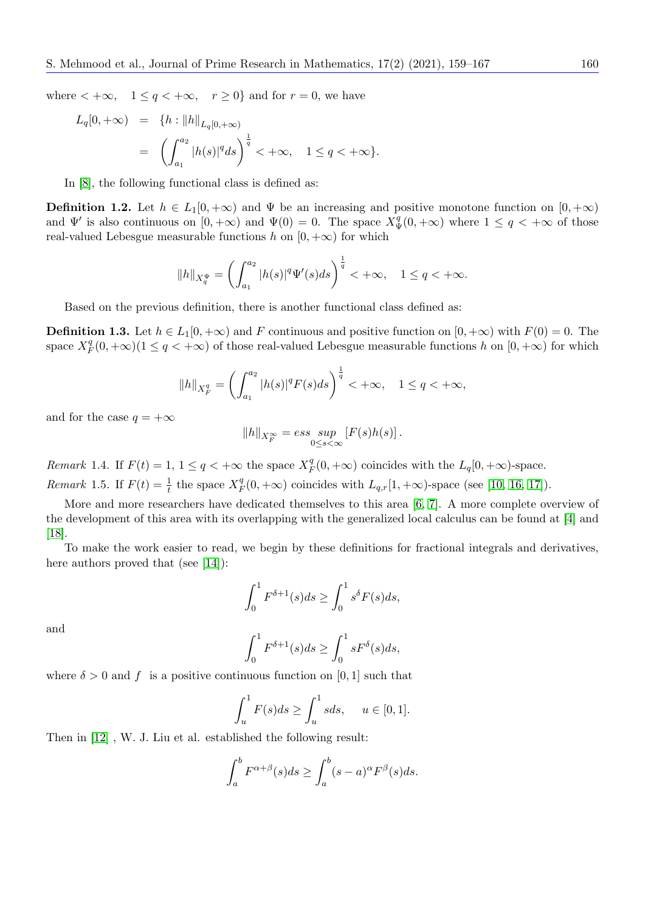where $< +\infty, \quad 1 \leq q < +\infty, \quad r \geq 0\}$ and for $r = 0$, we have

$$
\begin{aligned}
L_q[0,+\infty) &= \{h : \|h\|_{L_q[0,+\infty)} \\
&= \left(\int_{a_1}^{a_2} |h(s)|^q ds\right)^{\frac{1}{q}} < +\infty, \quad 1 \leq q < +\infty\}.
\end{aligned}
$$

In [8], the following functional class is defined as:

**Definition 1.2.** Let $h \in L_1[0,+\infty)$ and $\Psi$ be an increasing and positive monotone function on $[0,+\infty)$ and $\Psi'$ is also continuous on $[0,+\infty)$ and $\Psi(0) = 0$. The space $X_\Psi^q(0,+\infty)$ where $1 \leq q < +\infty$ of those real-valued Lebesgue measurable functions $h$ on $[0,+\infty)$ for which

$$
\|h\|_{X_q^\Psi} = \left(\int_{a_1}^{a_2} |h(s)|^q \Psi'(s) ds\right)^{\frac{1}{q}} < +\infty, \quad 1 \leq q < +\infty.
$$

Based on the previous definition, there is another functional class defined as:

**Definition 1.3.** Let $h \in L_1[0,+\infty)$ and $F$ continuous and positive function on $[0,+\infty)$ with $F(0) = 0$. The space $X_F^q(0,+\infty)(1 \leq q < +\infty)$ of those real-valued Lebesgue measurable functions $h$ on $[0,+\infty)$ for which

$$
\|h\|_{X_F^q} = \left(\int_{a_1}^{a_2} |h(s)|^q F(s) ds\right)^{\frac{1}{q}} < +\infty, \quad 1 \leq q < +\infty,
$$

and for the case $q = +\infty$

$$
\|h\|_{X_F^\infty} = ess \sup_{0 \leq s < \infty} [F(s)h(s)].
$$

*Remark* 1.4. If $F(t) = 1$, $1 \leq q < +\infty$ the space $X_F^q(0,+\infty)$ coincides with the $L_q[0,+\infty)$-space.

*Remark* 1.5. If $F(t) = \frac{1}{t}$ the space $X_F^q(0,+\infty)$ coincides with $L_{q,r}[1,+\infty)$-space (see [10, 16, 17]).

More and more researchers have dedicated themselves to this area [6, 7]. A more complete overview of the development of this area with its overlapping with the generalized local calculus can be found at [4] and [18].

To make the work easier to read, we begin by these definitions for fractional integrals and derivatives, here authors proved that (see [14]):

$$
\int_0^1 F^{\delta+1}(s) ds \geq \int_0^1 s^\delta F(s) ds,
$$

and

$$
\int_0^1 F^{\delta+1}(s) ds \geq \int_0^1 s F^\delta(s) ds,
$$

where $\delta > 0$ and $f$ is a positive continuous function on $[0,1]$ such that

$$
\int_u^1 F(s) ds \geq \int_u^1 s ds, \quad u \in [0,1].
$$

Then in [12] , W. J. Liu et al. established the following result:

$$
\int_a^b F^{\alpha+\beta}(s) ds \geq \int_a^b (s-a)^\alpha F^\beta(s) ds.
$$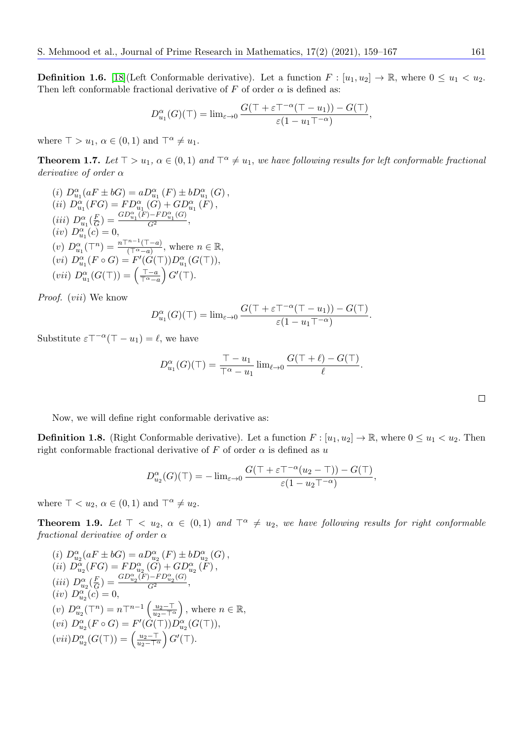**Definition 1.6.** [18](Left Conformable derivative). Let a function $F : [u_1, u_2] \to \mathbb{R}$, where $0 \leq u_1 < u_2$. Then left conformable fractional derivative of $F$ of order $\alpha$ is defined as:

$$D^{\alpha}_{u_1}(G)(\top) = \lim_{\varepsilon \to 0} \frac{G(\top + \varepsilon \top^{-\alpha}(\top - u_1)) - G(\top)}{\varepsilon(1 - u_1 \top^{-\alpha})},$$

where $\top > u_1$, $\alpha \in (0,1)$ and $\top^{\alpha} \neq u_1$.

**Theorem 1.7.** *Let $\top > u_1$, $\alpha \in (0,1)$ and $\top^{\alpha} \neq u_1$, we have following results for left conformable fractional derivative of order $\alpha$*

$(i)$ $D^{\alpha}_{u_1}(aF \pm bG) = aD^{\alpha}_{u_1}(F) \pm bD^{\alpha}_{u_1}(G)$,
$(ii)$ $D^{\alpha}_{u_1}(FG) = FD^{\alpha}_{u_1}(G) + GD^{\alpha}_{u_1}(F)$,
$(iii)$ $D^{\alpha}_{u_1}(\frac{F}{G}) = \frac{GD^{\alpha}_{u_1}(F) - FD^{\alpha}_{u_1}(G)}{G^2}$,
$(iv)$ $D^{\alpha}_{u_1}(c) = 0$,
$(v)$ $D^{\alpha}_{u_1}(\top^n) = \frac{n\top^{n-1}(\top - a)}{(\top^{\alpha} - a)}$, where $n \in \mathbb{R}$,
$(vi)$ $D^{\alpha}_{u_1}(F \circ G) = F'(G(\top))D^{\alpha}_{u_1}(G(\top))$,
$(vii)$ $D^{\alpha}_{u_1}(G(\top)) = \left(\frac{\top - a}{\top^{\alpha} - a}\right) G'(\top)$.

*Proof.* $(vii)$ We know

$$D^{\alpha}_{u_1}(G)(\top) = \lim_{\varepsilon \to 0} \frac{G(\top + \varepsilon \top^{-\alpha}(\top - u_1)) - G(\top)}{\varepsilon(1 - u_1 \top^{-\alpha})}.$$

Substitute $\varepsilon \top^{-\alpha}(\top - u_1) = \ell$, we have

$$D^{\alpha}_{u_1}(G)(\top) = \frac{\top - u_1}{\top^{\alpha} - u_1} \lim_{\ell \to 0} \frac{G(\top + \ell) - G(\top)}{\ell}.$$

□

Now, we will define right conformable derivative as:

**Definition 1.8.** (Right Conformable derivative). Let a function $F : [u_1, u_2] \to \mathbb{R}$, where $0 \leq u_1 < u_2$. Then right conformable fractional derivative of $F$ of order $\alpha$ is defined as $u$

$$D^{\alpha}_{u_2}(G)(\top) = -\lim_{\varepsilon \to 0} \frac{G(\top + \varepsilon \top^{-\alpha}(u_2 - \top)) - G(\top)}{\varepsilon(1 - u_2 \top^{-\alpha})},$$

where $\top < u_2$, $\alpha \in (0,1)$ and $\top^{\alpha} \neq u_2$.

**Theorem 1.9.** *Let $\top < u_2$, $\alpha \in (0,1)$ and $\top^{\alpha} \neq u_2$, we have following results for right conformable fractional derivative of order $\alpha$*

$(i)$ $D^{\alpha}_{u_2}(aF \pm bG) = aD^{\alpha}_{u_2}(F) \pm bD^{\alpha}_{u_2}(G)$,
$(ii)$ $D^{\alpha}_{u_2}(FG) = FD^{\alpha}_{u_2}(G) + GD^{\alpha}_{u_2}(F)$,
$(iii)$ $D^{\alpha}_{u_2}(\frac{F}{G}) = \frac{GD^{\alpha}_{u_2}(F) - FD^{\alpha}_{u_2}(G)}{G^2}$,
$(iv)$ $D^{\alpha}_{u_2}(c) = 0$,
$(v)$ $D^{\alpha}_{u_2}(\top^n) = n\top^{n-1}\left(\frac{u_2 - \top}{u_2 - \top^{\alpha}}\right)$, where $n \in \mathbb{R}$,
$(vi)$ $D^{\alpha}_{u_2}(F \circ G) = F'(G(\top))D^{\alpha}_{u_2}(G(\top))$,
$(vii)$ $D^{\alpha}_{u_2}(G(\top)) = \left(\frac{u_2 - \top}{u_2 - \top^{\alpha}}\right) G'(\top)$.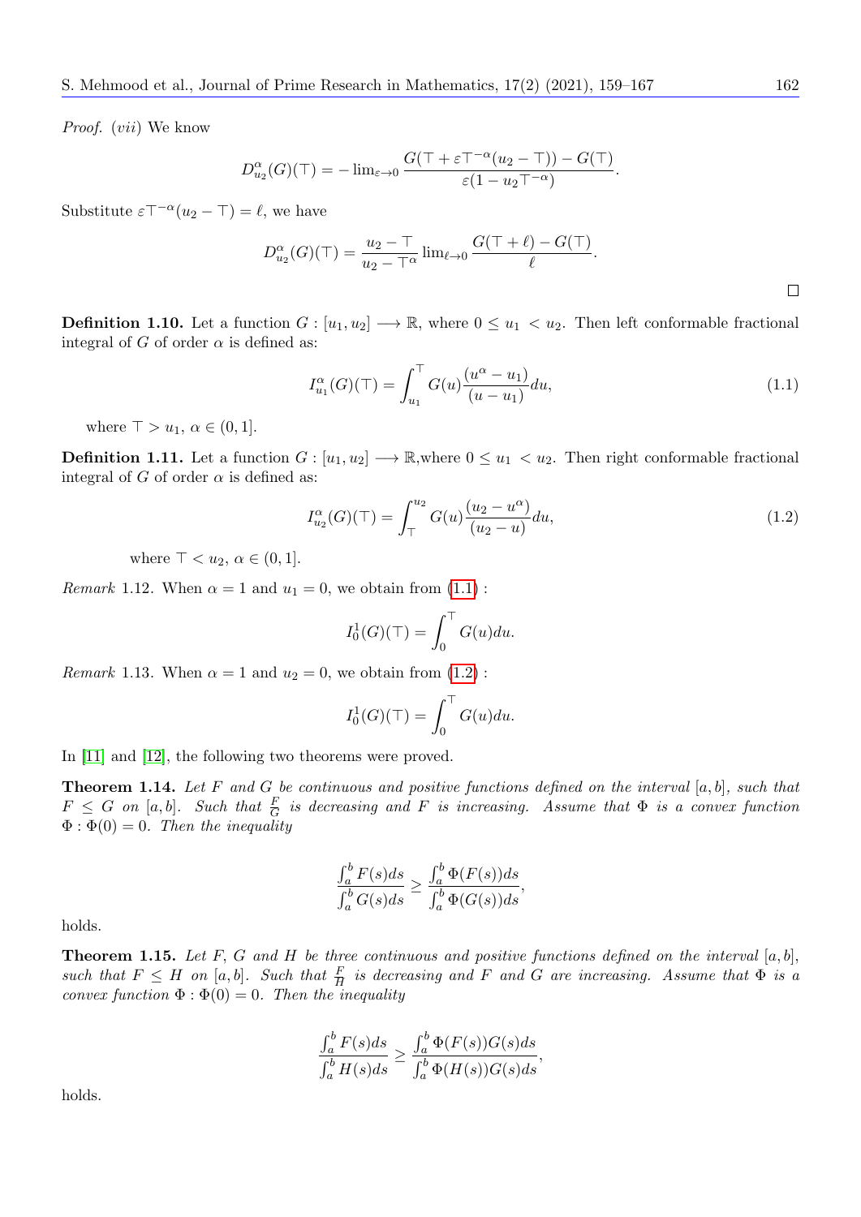*Proof.* (*vii*) We know

$$D_{u_2}^{\alpha}(G)(\top) = -\lim_{\varepsilon \to 0} \frac{G(\top + \varepsilon \top^{-\alpha}(u_2 - \top)) - G(\top)}{\varepsilon(1 - u_2 \top^{-\alpha})}.$$

Substitute $\varepsilon \top^{-\alpha}(u_2 - \top) = \ell$, we have

$$D_{u_2}^{\alpha}(G)(\top) = \frac{u_2 - \top}{u_2 - \top^{\alpha}} \lim_{\ell \to 0} \frac{G(\top + \ell) - G(\top)}{\ell}.$$

□

**Definition 1.10.** Let a function $G : [u_1, u_2] \longrightarrow \mathbb{R}$, where $0 \leq u_1 < u_2$. Then left conformable fractional integral of $G$ of order $\alpha$ is defined as:

$$I_{u_1}^{\alpha}(G)(\top) = \int_{u_1}^{\top} G(u) \frac{(u^{\alpha} - u_1)}{(u - u_1)} du, \tag{1.1}$$

where $\top > u_1$, $\alpha \in (0, 1]$.

**Definition 1.11.** Let a function $G : [u_1, u_2] \longrightarrow \mathbb{R}$,where $0 \leq u_1 < u_2$. Then right conformable fractional integral of $G$ of order $\alpha$ is defined as:

$$I_{u_2}^{\alpha}(G)(\top) = \int_{\top}^{u_2} G(u) \frac{(u_2 - u^{\alpha})}{(u_2 - u)} du, \tag{1.2}$$

where $\top < u_2$, $\alpha \in (0, 1]$.

*Remark* 1.12. When $\alpha = 1$ and $u_1 = 0$, we obtain from (1.1) :

$$I_0^1(G)(\top) = \int_0^{\top} G(u) du.$$

*Remark* 1.13. When $\alpha = 1$ and $u_2 = 0$, we obtain from (1.2) :

$$I_0^1(G)(\top) = \int_0^{\top} G(u) du.$$

In [11] and [12], the following two theorems were proved.

**Theorem 1.14.** *Let $F$ and $G$ be continuous and positive functions defined on the interval $[a, b]$, such that $F \leq G$ on $[a, b]$. Such that $\frac{F}{G}$ is decreasing and $F$ is increasing. Assume that $\Phi$ is a convex function $\Phi : \Phi(0) = 0$. Then the inequality*

$$\frac{\int_a^b F(s) ds}{\int_a^b G(s) ds} \geq \frac{\int_a^b \Phi(F(s)) ds}{\int_a^b \Phi(G(s)) ds},$$

*holds.*

**Theorem 1.15.** *Let $F$, $G$ and $H$ be three continuous and positive functions defined on the interval $[a, b]$, such that $F \leq H$ on $[a, b]$. Such that $\frac{F}{H}$ is decreasing and $F$ and $G$ are increasing. Assume that $\Phi$ is a convex function $\Phi : \Phi(0) = 0$. Then the inequality*

$$\frac{\int_a^b F(s) ds}{\int_a^b H(s) ds} \geq \frac{\int_a^b \Phi(F(s)) G(s) ds}{\int_a^b \Phi(H(s)) G(s) ds},$$

*holds.*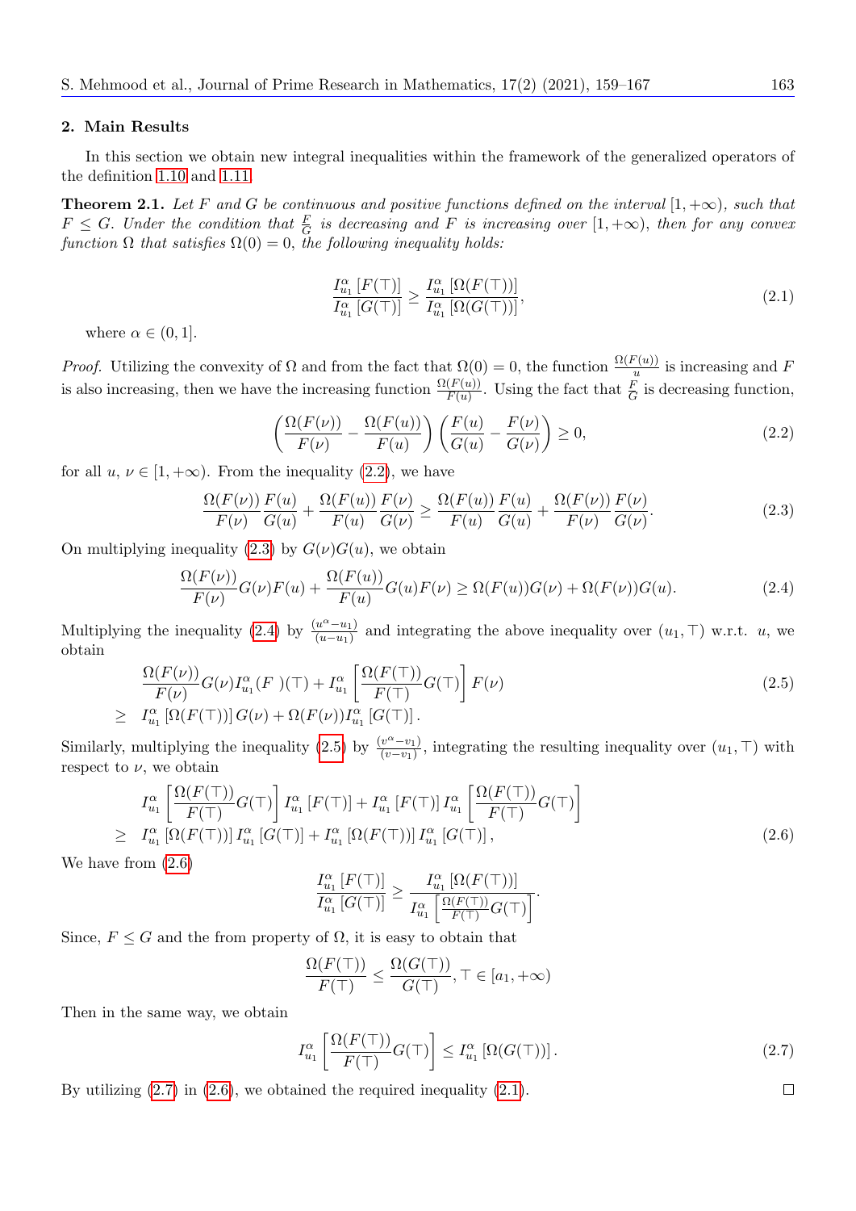## 2. Main Results

In this section we obtain new integral inequalities within the framework of the generalized operators of the definition 1.10 and 1.11.

**Theorem 2.1.** *Let $F$ and $G$ be continuous and positive functions defined on the interval $[1, +\infty)$, such that $F \leq G$. Under the condition that $\frac{F}{G}$ is decreasing and $F$ is increasing over $[1, +\infty)$, then for any convex function $\Omega$ that satisfies $\Omega(0) = 0$, the following inequality holds:*

$$\frac{I^{\alpha}_{u_1}\left[F(\top)\right]}{I^{\alpha}_{u_1}\left[G(\top)\right]} \geq \frac{I^{\alpha}_{u_1}\left[\Omega(F(\top))\right]}{I^{\alpha}_{u_1}\left[\Omega(G(\top))\right]}, \tag{2.1}$$

where $\alpha \in (0, 1]$.

*Proof.* Utilizing the convexity of $\Omega$ and from the fact that $\Omega(0) = 0$, the function $\frac{\Omega(F(u))}{u}$ is increasing and $F$ is also increasing, then we have the increasing function $\frac{\Omega(F(u))}{F(u)}$. Using the fact that $\frac{F}{G}$ is decreasing function,

$$\left(\frac{\Omega(F(\nu))}{F(\nu)} - \frac{\Omega(F(u))}{F(u)}\right)\left(\frac{F(u)}{G(u)} - \frac{F(\nu)}{G(\nu)}\right) \geq 0, \tag{2.2}$$

for all $u$, $\nu \in [1, +\infty)$. From the inequality (2.2), we have

$$\frac{\Omega(F(\nu))}{F(\nu)}\frac{F(u)}{G(u)} + \frac{\Omega(F(u))}{F(u)}\frac{F(\nu)}{G(\nu)} \geq \frac{\Omega(F(u))}{F(u)}\frac{F(u)}{G(u)} + \frac{\Omega(F(\nu))}{F(\nu)}\frac{F(\nu)}{G(\nu)}. \tag{2.3}$$

On multiplying inequality (2.3) by $G(\nu)G(u)$, we obtain

$$\frac{\Omega(F(\nu))}{F(\nu)}G(\nu)F(u) + \frac{\Omega(F(u))}{F(u)}G(u)F(\nu) \geq \Omega(F(u))G(\nu) + \Omega(F(\nu))G(u). \tag{2.4}$$

Multiplying the inequality (2.4) by $\frac{(u^{\alpha}-u_1)}{(u-u_1)}$ and integrating the above inequality over $(u_1, \top)$ w.r.t. $u$, we obtain

$$\begin{aligned} &\frac{\Omega(F(\nu))}{F(\nu)}G(\nu)I^{\alpha}_{u_1}(F\ )(\top) + I^{\alpha}_{u_1}\left[\frac{\Omega(F(\top))}{F(\top)}G(\top)\right]F(\nu) \\ \geq\ & I^{\alpha}_{u_1}\left[\Omega(F(\top))\right]G(\nu) + \Omega(F(\nu))I^{\alpha}_{u_1}\left[G(\top)\right]. \end{aligned} \tag{2.5}$$

Similarly, multiplying the inequality (2.5) by $\frac{(v^{\alpha}-v_1)}{(v-v_1)}$, integrating the resulting inequality over $(u_1, \top)$ with respect to $\nu$, we obtain

$$\begin{aligned} &I^{\alpha}_{u_1}\left[\frac{\Omega(F(\top))}{F(\top)}G(\top)\right]I^{\alpha}_{u_1}\left[F(\top)\right] + I^{\alpha}_{u_1}\left[F(\top)\right]I^{\alpha}_{u_1}\left[\frac{\Omega(F(\top))}{F(\top)}G(\top)\right] \\ \geq\ & I^{\alpha}_{u_1}\left[\Omega(F(\top))\right]I^{\alpha}_{u_1}\left[G(\top)\right] + I^{\alpha}_{u_1}\left[\Omega(F(\top))\right]I^{\alpha}_{u_1}\left[G(\top)\right], \end{aligned} \tag{2.6}$$

We have from (2.6)

$$\frac{I^{\alpha}_{u_1}\left[F(\top)\right]}{I^{\alpha}_{u_1}\left[G(\top)\right]} \geq \frac{I^{\alpha}_{u_1}\left[\Omega(F(\top))\right]}{I^{\alpha}_{u_1}\left[\frac{\Omega(F(\top))}{F(\top)}G(\top)\right]}.$$

Since, $F \leq G$ and the from property of $\Omega$, it is easy to obtain that

$$\frac{\Omega(F(\top))}{F(\top)} \leq \frac{\Omega(G(\top))}{G(\top)}, \top \in [a_1, +\infty)$$

Then in the same way, we obtain

$$I^{\alpha}_{u_1}\left[\frac{\Omega(F(\top))}{F(\top)}G(\top)\right] \leq I^{\alpha}_{u_1}\left[\Omega(G(\top))\right]. \tag{2.7}$$

By utilizing (2.7) in (2.6), we obtained the required inequality (2.1). □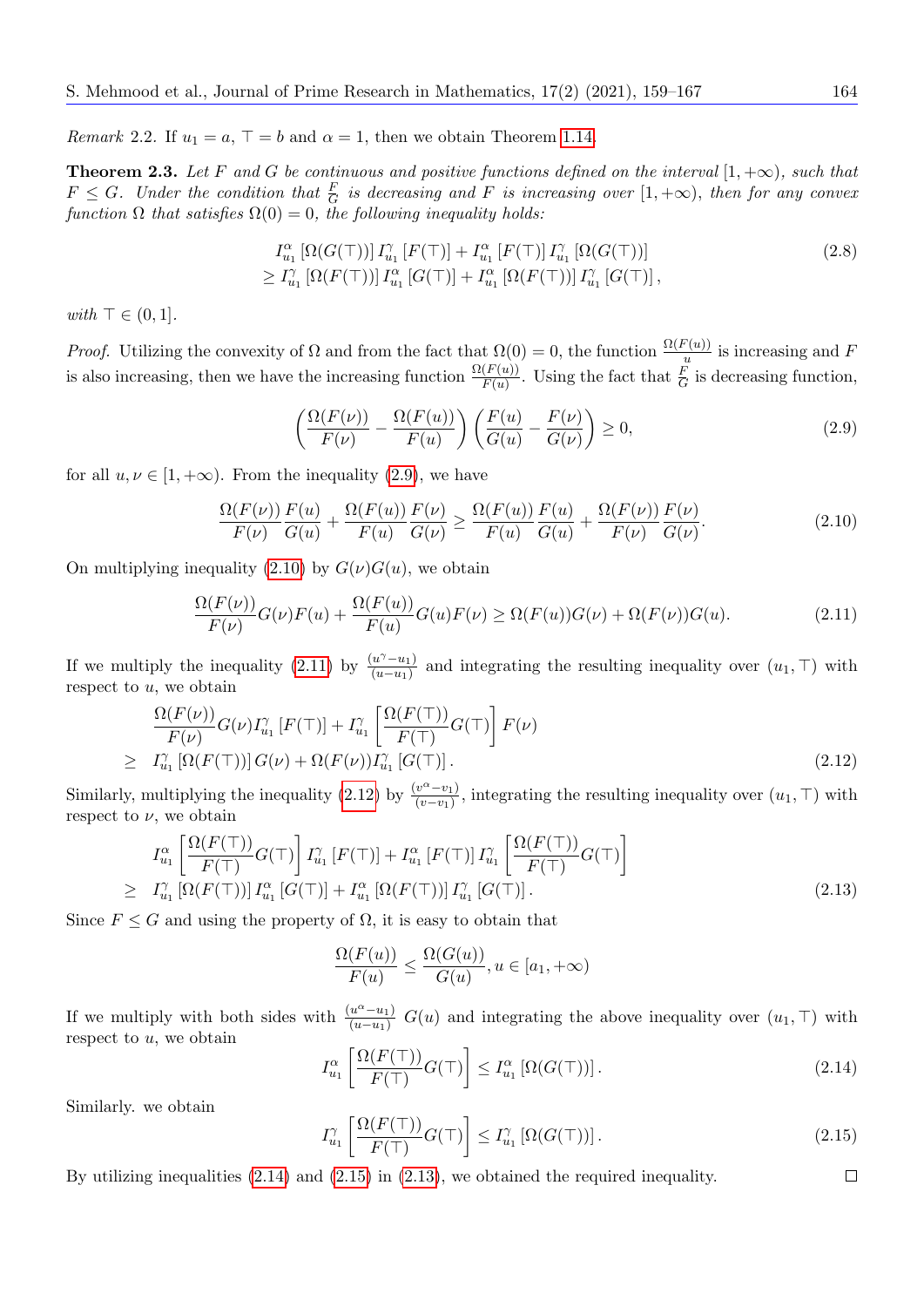*Remark* 2.2. If $u_1 = a$, $\top = b$ and $\alpha = 1$, then we obtain Theorem 1.14.

**Theorem 2.3.** *Let $F$ and $G$ be continuous and positive functions defined on the interval $[1, +\infty)$, such that $F \le G$. Under the condition that $\frac{F}{G}$ is decreasing and $F$ is increasing over $[1, +\infty)$, then for any convex function $\Omega$ that satisfies $\Omega(0) = 0$, the following inequality holds:*

$$
\begin{aligned}
& I_{u_1}^{\alpha}\left[\Omega(G(\top))\right] I_{u_1}^{\gamma}\left[F(\top)\right] + I_{u_1}^{\alpha}\left[F(\top)\right] I_{u_1}^{\gamma}\left[\Omega(G(\top))\right] \\
& \ge I_{u_1}^{\gamma}\left[\Omega(F(\top))\right] I_{u_1}^{\alpha}\left[G(\top)\right] + I_{u_1}^{\alpha}\left[\Omega(F(\top))\right] I_{u_1}^{\gamma}\left[G(\top)\right],
\end{aligned} \tag{2.8}
$$

*with $\top \in (0, 1]$.*

*Proof.* Utilizing the convexity of $\Omega$ and from the fact that $\Omega(0) = 0$, the function $\frac{\Omega(F(u))}{u}$ is increasing and $F$ is also increasing, then we have the increasing function $\frac{\Omega(F(u))}{F(u)}$. Using the fact that $\frac{F}{G}$ is decreasing function,

$$
\left(\frac{\Omega(F(\nu))}{F(\nu)} - \frac{\Omega(F(u))}{F(u)}\right)\left(\frac{F(u)}{G(u)} - \frac{F(\nu)}{G(\nu)}\right) \ge 0, \tag{2.9}
$$

for all $u, \nu \in [1, +\infty)$. From the inequality (2.9), we have

$$
\frac{\Omega(F(\nu))}{F(\nu)}\frac{F(u)}{G(u)} + \frac{\Omega(F(u))}{F(u)}\frac{F(\nu)}{G(\nu)} \ge \frac{\Omega(F(u))}{F(u)}\frac{F(u)}{G(u)} + \frac{\Omega(F(\nu))}{F(\nu)}\frac{F(\nu)}{G(\nu)}. \tag{2.10}
$$

On multiplying inequality (2.10) by $G(\nu)G(u)$, we obtain

$$
\frac{\Omega(F(\nu))}{F(\nu)}G(\nu)F(u) + \frac{\Omega(F(u))}{F(u)}G(u)F(\nu) \ge \Omega(F(u))G(\nu) + \Omega(F(\nu))G(u). \tag{2.11}
$$

If we multiply the inequality (2.11) by $\frac{(u^{\gamma} - u_1)}{(u - u_1)}$ and integrating the resulting inequality over $(u_1, \top)$ with respect to $u$, we obtain

$$
\begin{aligned}
& \frac{\Omega(F(\nu))}{F(\nu)}G(\nu) I_{u_1}^{\gamma}\left[F(\top)\right] + I_{u_1}^{\gamma}\left[\frac{\Omega(F(\top))}{F(\top)}G(\top)\right] F(\nu) \\
\ge\ & I_{u_1}^{\gamma}\left[\Omega(F(\top))\right] G(\nu) + \Omega(F(\nu)) I_{u_1}^{\gamma}\left[G(\top)\right].
\end{aligned} \tag{2.12}
$$

Similarly, multiplying the inequality (2.12) by $\frac{(v^{\alpha} - v_1)}{(v - v_1)}$, integrating the resulting inequality over $(u_1, \top)$ with respect to $\nu$, we obtain

$$
\begin{aligned}
& I_{u_1}^{\alpha}\left[\frac{\Omega(F(\top))}{F(\top)}G(\top)\right] I_{u_1}^{\gamma}\left[F(\top)\right] + I_{u_1}^{\alpha}\left[F(\top)\right] I_{u_1}^{\gamma}\left[\frac{\Omega(F(\top))}{F(\top)}G(\top)\right] \\
\ge\ & I_{u_1}^{\gamma}\left[\Omega(F(\top))\right] I_{u_1}^{\alpha}\left[G(\top)\right] + I_{u_1}^{\alpha}\left[\Omega(F(\top))\right] I_{u_1}^{\gamma}\left[G(\top)\right].
\end{aligned} \tag{2.13}
$$

Since $F \le G$ and using the property of $\Omega$, it is easy to obtain that

$$
\frac{\Omega(F(u))}{F(u)} \le \frac{\Omega(G(u))}{G(u)}, u \in [a_1, +\infty)
$$

If we multiply with both sides with $\frac{(u^{\alpha} - u_1)}{(u - u_1)}$ $G(u)$ and integrating the above inequality over $(u_1, \top)$ with respect to $u$, we obtain

$$
I_{u_1}^{\alpha}\left[\frac{\Omega(F(\top))}{F(\top)}G(\top)\right] \le I_{u_1}^{\alpha}\left[\Omega(G(\top))\right]. \tag{2.14}
$$

Similarly. we obtain

$$
I_{u_1}^{\gamma}\left[\frac{\Omega(F(\top))}{F(\top)}G(\top)\right] \le I_{u_1}^{\gamma}\left[\Omega(G(\top))\right]. \tag{2.15}
$$

By utilizing inequalities (2.14) and (2.15) in (2.13), we obtained the required inequality. □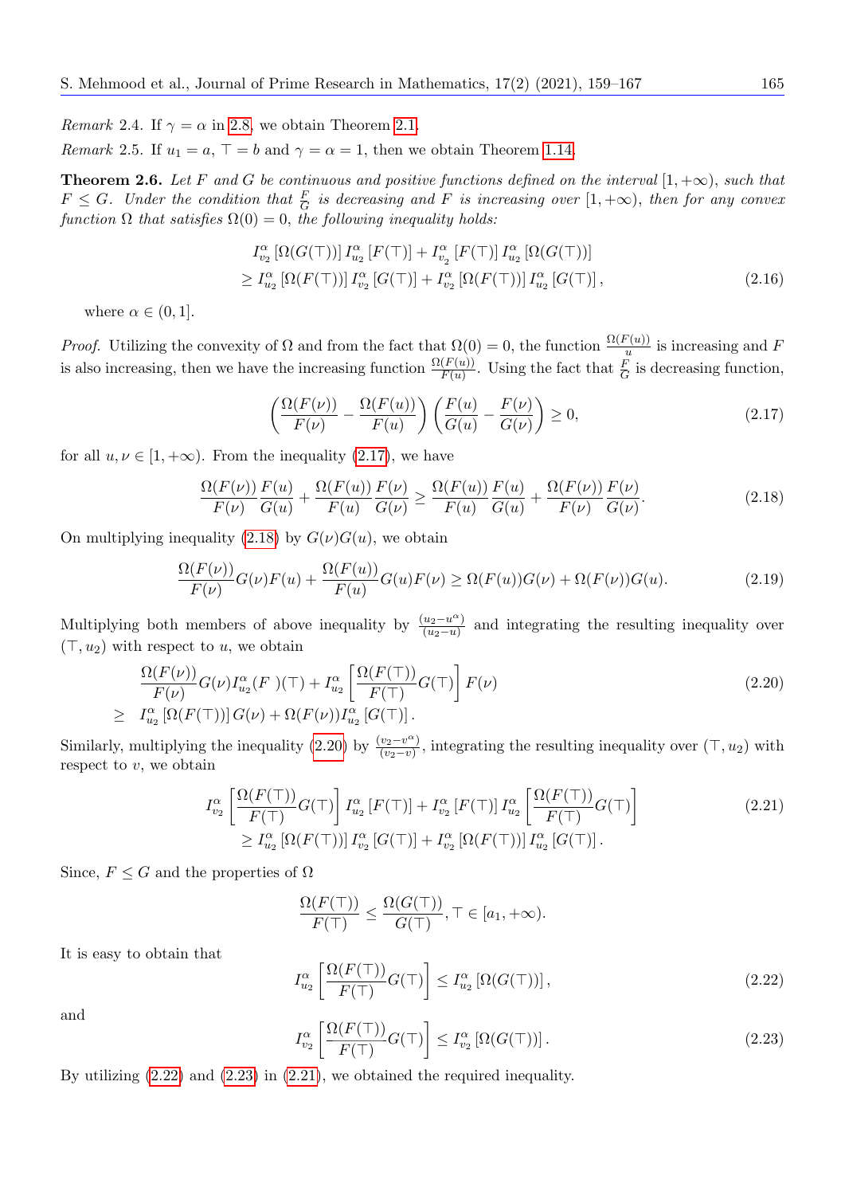*Remark* 2.4. If $\gamma = \alpha$ in 2.8, we obtain Theorem 2.1.

*Remark* 2.5. If $u_1 = a$, $\top = b$ and $\gamma = \alpha = 1$, then we obtain Theorem 1.14.

**Theorem 2.6.** *Let $F$ and $G$ be continuous and positive functions defined on the interval $[1, +\infty)$, such that $F \leq G$. Under the condition that $\frac{F}{G}$ is decreasing and $F$ is increasing over $[1, +\infty)$, then for any convex function $\Omega$ that satisfies $\Omega(0) = 0$, the following inequality holds:*

$$\begin{aligned} &I^{\alpha}_{v_2}\left[\Omega(G(\top))\right] I^{\alpha}_{u_2}\left[F(\top)\right] + I^{\alpha}_{v_2}\left[F(\top)\right] I^{\alpha}_{u_2}\left[\Omega(G(\top))\right] \\ &\geq I^{\alpha}_{u_2}\left[\Omega(F(\top))\right] I^{\alpha}_{v_2}\left[G(\top)\right] + I^{\alpha}_{v_2}\left[\Omega(F(\top))\right] I^{\alpha}_{u_2}\left[G(\top)\right], \end{aligned} \tag{2.16}$$

where $\alpha \in (0, 1]$.

*Proof.* Utilizing the convexity of $\Omega$ and from the fact that $\Omega(0) = 0$, the function $\frac{\Omega(F(u))}{u}$ is increasing and $F$ is also increasing, then we have the increasing function $\frac{\Omega(F(u))}{F(u)}$. Using the fact that $\frac{F}{G}$ is decreasing function,

$$\left(\frac{\Omega(F(\nu))}{F(\nu)} - \frac{\Omega(F(u))}{F(u)}\right)\left(\frac{F(u)}{G(u)} - \frac{F(\nu)}{G(\nu)}\right) \geq 0, \tag{2.17}$$

for all $u, \nu \in [1, +\infty)$. From the inequality (2.17), we have

$$\frac{\Omega(F(\nu))}{F(\nu)}\frac{F(u)}{G(u)} + \frac{\Omega(F(u))}{F(u)}\frac{F(\nu)}{G(\nu)} \geq \frac{\Omega(F(u))}{F(u)}\frac{F(u)}{G(u)} + \frac{\Omega(F(\nu))}{F(\nu)}\frac{F(\nu)}{G(\nu)}. \tag{2.18}$$

On multiplying inequality (2.18) by $G(\nu)G(u)$, we obtain

$$\frac{\Omega(F(\nu))}{F(\nu)}G(\nu)F(u) + \frac{\Omega(F(u))}{F(u)}G(u)F(\nu) \geq \Omega(F(u))G(\nu) + \Omega(F(\nu))G(u). \tag{2.19}$$

Multiplying both members of above inequality by $\frac{(u_2 - u^{\alpha})}{(u_2 - u)}$ and integrating the resulting inequality over $(\top, u_2)$ with respect to $u$, we obtain

$$\begin{aligned} &\frac{\Omega(F(\nu))}{F(\nu)}G(\nu)I^{\alpha}_{u_2}(F\ )(\top) + I^{\alpha}_{u_2}\left[\frac{\Omega(F(\top))}{F(\top)}G(\top)\right]F(\nu) \\ \geq\ & I^{\alpha}_{u_2}\left[\Omega(F(\top))\right]G(\nu) + \Omega(F(\nu))I^{\alpha}_{u_2}\left[G(\top)\right]. \end{aligned} \tag{2.20}$$

Similarly, multiplying the inequality (2.20) by $\frac{(v_2 - v^{\alpha})}{(v_2 - v)}$, integrating the resulting inequality over $(\top, u_2)$ with respect to $v$, we obtain

$$\begin{aligned} &I^{\alpha}_{v_2}\left[\frac{\Omega(F(\top))}{F(\top)}G(\top)\right] I^{\alpha}_{u_2}\left[F(\top)\right] + I^{\alpha}_{v_2}\left[F(\top)\right] I^{\alpha}_{u_2}\left[\frac{\Omega(F(\top))}{F(\top)}G(\top)\right] \\ &\geq I^{\alpha}_{u_2}\left[\Omega(F(\top))\right] I^{\alpha}_{v_2}\left[G(\top)\right] + I^{\alpha}_{v_2}\left[\Omega(F(\top))\right] I^{\alpha}_{u_2}\left[G(\top)\right]. \end{aligned} \tag{2.21}$$

Since, $F \leq G$ and the properties of $\Omega$

$$\frac{\Omega(F(\top))}{F(\top)} \leq \frac{\Omega(G(\top))}{G(\top)}, \top \in [a_1, +\infty).$$

It is easy to obtain that

$$I^{\alpha}_{u_2}\left[\frac{\Omega(F(\top))}{F(\top)}G(\top)\right] \leq I^{\alpha}_{u_2}\left[\Omega(G(\top))\right], \tag{2.22}$$

and

$$I^{\alpha}_{v_2}\left[\frac{\Omega(F(\top))}{F(\top)}G(\top)\right] \leq I^{\alpha}_{v_2}\left[\Omega(G(\top))\right]. \tag{2.23}$$

By utilizing (2.22) and (2.23) in (2.21), we obtained the required inequality.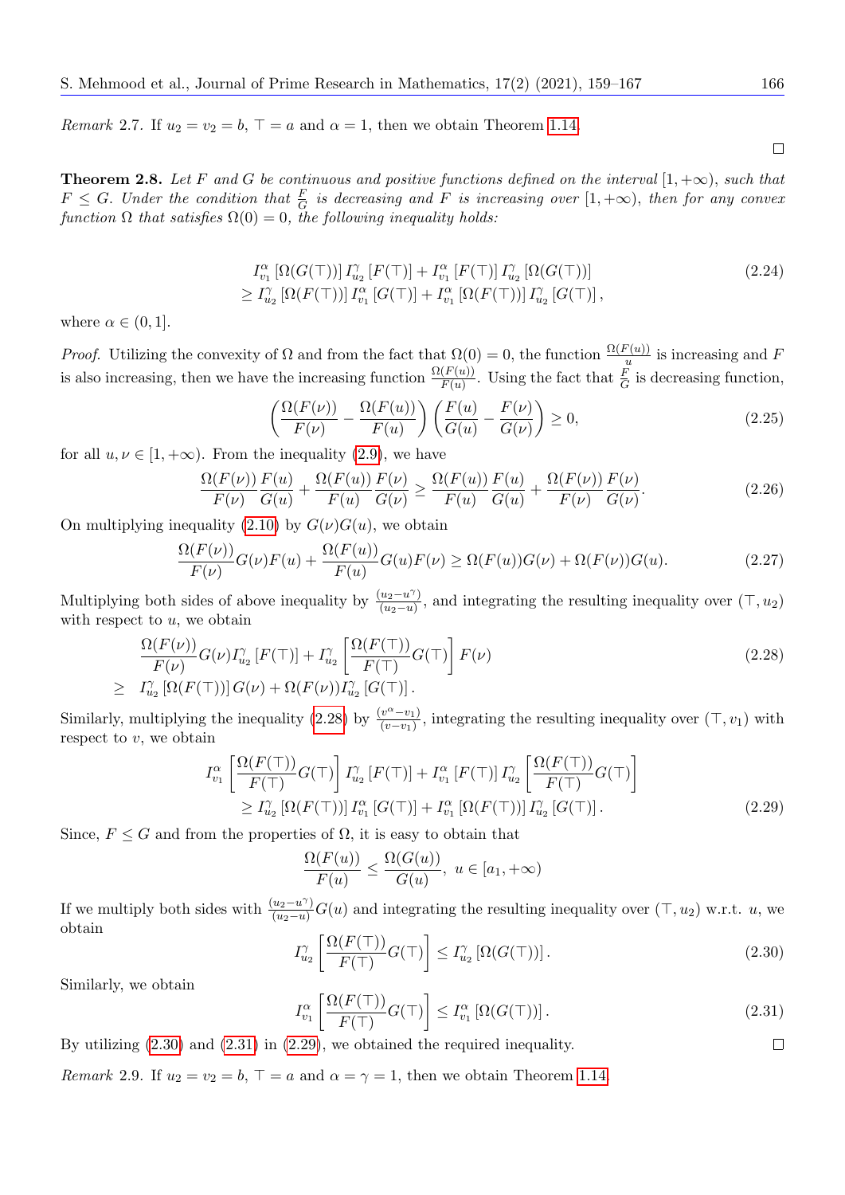*Remark* 2.7. If $u_2 = v_2 = b$, $\top = a$ and $\alpha = 1$, then we obtain Theorem 1.14. □

**Theorem 2.8.** *Let $F$ and $G$ be continuous and positive functions defined on the interval $[1, +\infty)$, such that $F \leq G$. Under the condition that $\frac{F}{G}$ is decreasing and $F$ is increasing over $[1, +\infty)$, then for any convex function $\Omega$ that satisfies $\Omega(0) = 0$, the following inequality holds:*

$$\begin{aligned} &I_{v_1}^{\alpha}\left[\Omega(G(\top))\right] I_{u_2}^{\gamma}\left[F(\top)\right] + I_{v_1}^{\alpha}\left[F(\top)\right] I_{u_2}^{\gamma}\left[\Omega(G(\top))\right] \\ &\geq I_{u_2}^{\gamma}\left[\Omega(F(\top))\right] I_{v_1}^{\alpha}\left[G(\top)\right] + I_{v_1}^{\alpha}\left[\Omega(F(\top))\right] I_{u_2}^{\gamma}\left[G(\top)\right], \end{aligned} \tag{2.24}$$

*where $\alpha \in (0, 1]$.*

*Proof.* Utilizing the convexity of $\Omega$ and from the fact that $\Omega(0) = 0$, the function $\frac{\Omega(F(u))}{u}$ is increasing and $F$ is also increasing, then we have the increasing function $\frac{\Omega(F(u))}{F(u)}$. Using the fact that $\frac{F}{G}$ is decreasing function,

$$\left(\frac{\Omega(F(\nu))}{F(\nu)} - \frac{\Omega(F(u))}{F(u)}\right)\left(\frac{F(u)}{G(u)} - \frac{F(\nu)}{G(\nu)}\right) \geq 0, \tag{2.25}$$

for all $u, \nu \in [1, +\infty)$. From the inequality (2.9), we have

$$\frac{\Omega(F(\nu))}{F(\nu)}\frac{F(u)}{G(u)} + \frac{\Omega(F(u))}{F(u)}\frac{F(\nu)}{G(\nu)} \geq \frac{\Omega(F(u))}{F(u)}\frac{F(u)}{G(u)} + \frac{\Omega(F(\nu))}{F(\nu)}\frac{F(\nu)}{G(\nu)}. \tag{2.26}$$

On multiplying inequality (2.10) by $G(\nu)G(u)$, we obtain

$$\frac{\Omega(F(\nu))}{F(\nu)}G(\nu)F(u) + \frac{\Omega(F(u))}{F(u)}G(u)F(\nu) \geq \Omega(F(u))G(\nu) + \Omega(F(\nu))G(u). \tag{2.27}$$

Multiplying both sides of above inequality by $\frac{(u_2 - u^{\gamma})}{(u_2 - u)}$, and integrating the resulting inequality over $(\top, u_2)$ with respect to $u$, we obtain

$$\begin{aligned} &\frac{\Omega(F(\nu))}{F(\nu)}G(\nu)I_{u_2}^{\gamma}\left[F(\top)\right] + I_{u_2}^{\gamma}\left[\frac{\Omega(F(\top))}{F(\top)}G(\top)\right]F(\nu) \\ \geq\ & I_{u_2}^{\gamma}\left[\Omega(F(\top))\right]G(\nu) + \Omega(F(\nu))I_{u_2}^{\gamma}\left[G(\top)\right]. \end{aligned} \tag{2.28}$$

Similarly, multiplying the inequality (2.28) by $\frac{(v^{\alpha} - v_1)}{(v - v_1)}$, integrating the resulting inequality over $(\top, v_1)$ with respect to $v$, we obtain

$$\begin{aligned} &I_{v_1}^{\alpha}\left[\frac{\Omega(F(\top))}{F(\top)}G(\top)\right] I_{u_2}^{\gamma}\left[F(\top)\right] + I_{v_1}^{\alpha}\left[F(\top)\right] I_{u_2}^{\gamma}\left[\frac{\Omega(F(\top))}{F(\top)}G(\top)\right] \\ &\geq I_{u_2}^{\gamma}\left[\Omega(F(\top))\right] I_{v_1}^{\alpha}\left[G(\top)\right] + I_{v_1}^{\alpha}\left[\Omega(F(\top))\right] I_{u_2}^{\gamma}\left[G(\top)\right]. \end{aligned} \tag{2.29}$$

Since, $F \leq G$ and from the properties of $\Omega$, it is easy to obtain that

$$\frac{\Omega(F(u))}{F(u)} \leq \frac{\Omega(G(u))}{G(u)},\ u \in [a_1, +\infty)$$

If we multiply both sides with $\frac{(u_2 - u^{\gamma})}{(u_2 - u)}G(u)$ and integrating the resulting inequality over $(\top, u_2)$ w.r.t. $u$, we obtain

$$I_{u_2}^{\gamma}\left[\frac{\Omega(F(\top))}{F(\top)}G(\top)\right] \leq I_{u_2}^{\gamma}\left[\Omega(G(\top))\right]. \tag{2.30}$$

Similarly, we obtain

$$I_{v_1}^{\alpha}\left[\frac{\Omega(F(\top))}{F(\top)}G(\top)\right] \leq I_{v_1}^{\alpha}\left[\Omega(G(\top))\right]. \tag{2.31}$$

By utilizing (2.30) and (2.31) in (2.29), we obtained the required inequality. □

*Remark* 2.9. If $u_2 = v_2 = b$, $\top = a$ and $\alpha = \gamma = 1$, then we obtain Theorem 1.14.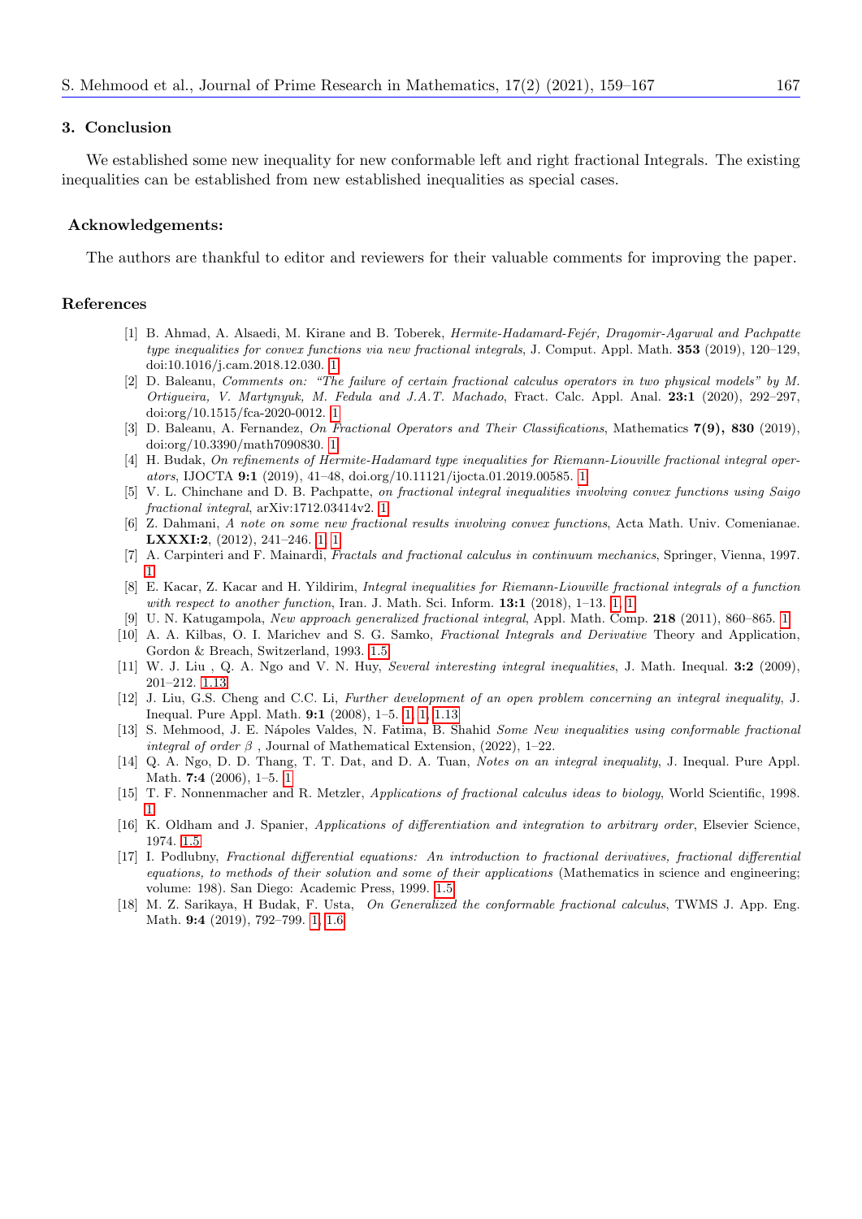## 3. Conclusion

We established some new inequality for new conformable left and right fractional Integrals. The existing inequalities can be established from new established inequalities as special cases.

### Acknowledgements:

The authors are thankful to editor and reviewers for their valuable comments for improving the paper.

## References

[1] B. Ahmad, A. Alsaedi, M. Kirane and B. Toberek, *Hermite-Hadamard-Fejér, Dragomir-Agarwal and Pachpatte type inequalities for convex functions via new fractional integrals*, J. Comput. Appl. Math. **353** (2019), 120–129, doi:10.1016/j.cam.2018.12.030. 1

[2] D. Baleanu, *Comments on: "The failure of certain fractional calculus operators in two physical models" by M. Ortigueira, V. Martynyuk, M. Fedula and J.A.T. Machado*, Fract. Calc. Appl. Anal. **23:1** (2020), 292–297, doi:org/10.1515/fca-2020-0012. 1

[3] D. Baleanu, A. Fernandez, *On Fractional Operators and Their Classifications*, Mathematics **7(9), 830** (2019), doi:org/10.3390/math7090830. 1

[4] H. Budak, *On refinements of Hermite-Hadamard type inequalities for Riemann-Liouville fractional integral operators*, IJOCTA **9:1** (2019), 41–48, doi.org/10.11121/ijocta.01.2019.00585. 1

[5] V. L. Chinchane and D. B. Pachpatte, *on fractional integral inequalities involving convex functions using Saigo fractional integral*, arXiv:1712.03414v2. 1

[6] Z. Dahmani, *A note on some new fractional results involving convex functions*, Acta Math. Univ. Comenianae. **LXXXI:2**, (2012), 241–246. 1, 1

[7] A. Carpinteri and F. Mainardi, *Fractals and fractional calculus in continuum mechanics*, Springer, Vienna, 1997. 1

[8] E. Kacar, Z. Kacar and H. Yildirim, *Integral inequalities for Riemann-Liouville fractional integrals of a function with respect to another function*, Iran. J. Math. Sci. Inform. **13:1** (2018), 1–13. 1, 1

[9] U. N. Katugampola, *New approach generalized fractional integral*, Appl. Math. Comp. **218** (2011), 860–865. 1

[10] A. A. Kilbas, O. I. Marichev and S. G. Samko, *Fractional Integrals and Derivative* Theory and Application, Gordon & Breach, Switzerland, 1993. 1.5

[11] W. J. Liu , Q. A. Ngo and V. N. Huy, *Several interesting integral inequalities*, J. Math. Inequal. **3:2** (2009), 201–212. 1.13

[12] J. Liu, G.S. Cheng and C.C. Li, *Further development of an open problem concerning an integral inequality*, J. Inequal. Pure Appl. Math. **9:1** (2008), 1–5. 1, 1, 1.13

[13] S. Mehmood, J. E. Nápoles Valdes, N. Fatima, B. Shahid *Some New inequalities using conformable fractional integral of order $\beta$* , Journal of Mathematical Extension, (2022), 1–22.

[14] Q. A. Ngo, D. D. Thang, T. T. Dat, and D. A. Tuan, *Notes on an integral inequality*, J. Inequal. Pure Appl. Math. **7:4** (2006), 1–5. 1

[15] T. F. Nonnenmacher and R. Metzler, *Applications of fractional calculus ideas to biology*, World Scientific, 1998. 1

[16] K. Oldham and J. Spanier, *Applications of differentiation and integration to arbitrary order*, Elsevier Science, 1974. 1.5

[17] I. Podlubny, *Fractional differential equations: An introduction to fractional derivatives, fractional differential equations, to methods of their solution and some of their applications* (Mathematics in science and engineering; volume: 198). San Diego: Academic Press, 1999. 1.5

[18] M. Z. Sarikaya, H Budak, F. Usta, *On Generalized the conformable fractional calculus*, TWMS J. App. Eng. Math. **9:4** (2019), 792–799. 1, 1.6